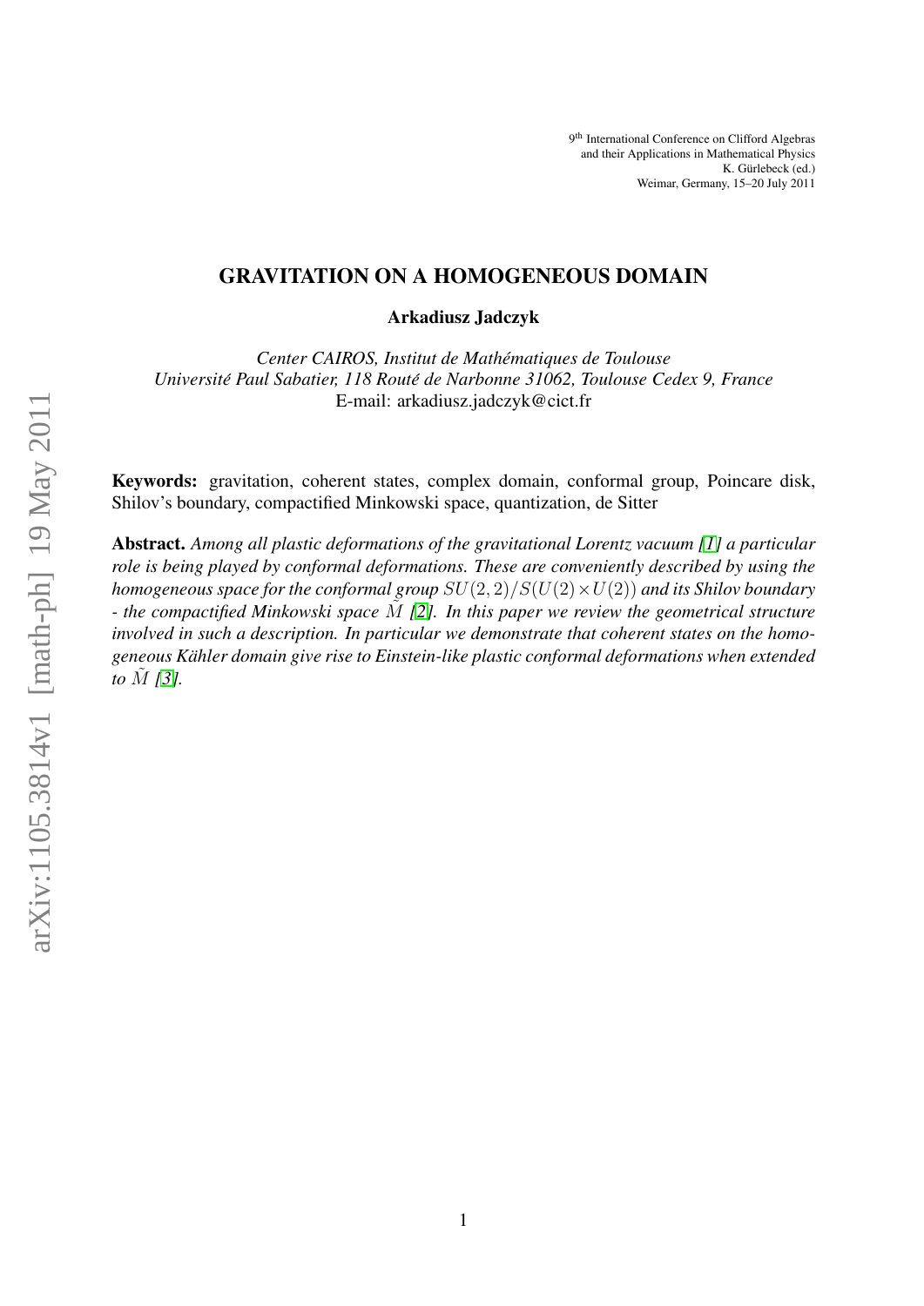9th International Conference on Clifford Algebras
and their Applications in Mathematical Physics
K. Gürlebeck (ed.)
Weimar, Germany, 15–20 July 2011

# GRAVITATION ON A HOMOGENEOUS DOMAIN

**Arkadiusz Jadczyk**

*Center CAIROS, Institut de Mathématiques de Toulouse*
*Université Paul Sabatier, 118 Routé de Narbonne 31062, Toulouse Cedex 9, France*
E-mail: arkadiusz.jadczyk@cict.fr

**Keywords:** gravitation, coherent states, complex domain, conformal group, Poincare disk, Shilov's boundary, compactified Minkowski space, quantization, de Sitter

**Abstract.** *Among all plastic deformations of the gravitational Lorentz vacuum [1] a particular role is being played by conformal deformations. These are conveniently described by using the homogeneous space for the conformal group $SU(2,2)/S(U(2)\times U(2))$ and its Shilov boundary - the compactified Minkowski space $\tilde{M}$ [2]. In this paper we review the geometrical structure involved in such a description. In particular we demonstrate that coherent states on the homogeneous Kähler domain give rise to Einstein-like plastic conformal deformations when extended to $\tilde{M}$ [3].*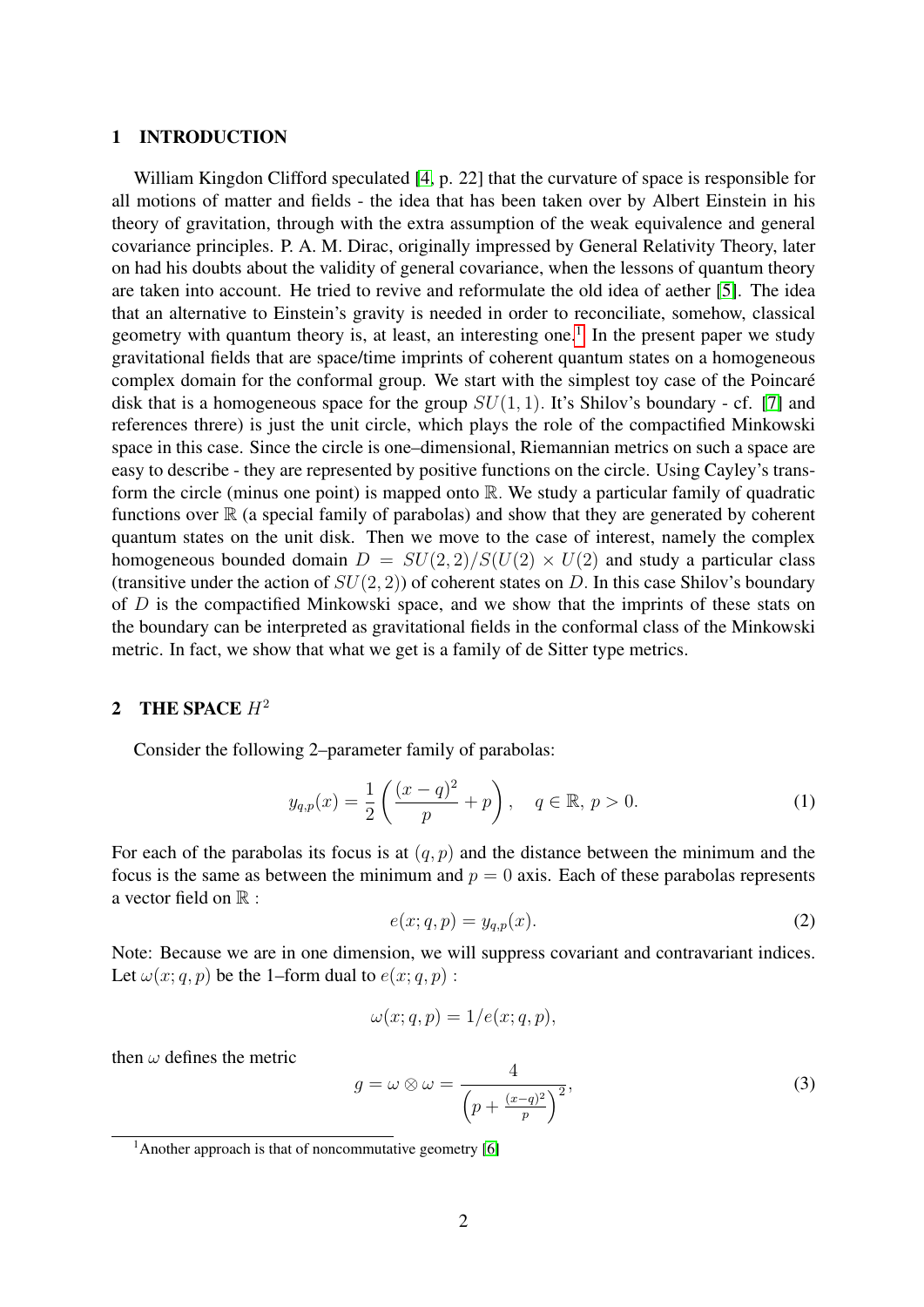## 1 INTRODUCTION

William Kingdon Clifford speculated [4, p. 22] that the curvature of space is responsible for all motions of matter and fields - the idea that has been taken over by Albert Einstein in his theory of gravitation, through with the extra assumption of the weak equivalence and general covariance principles. P. A. M. Dirac, originally impressed by General Relativity Theory, later on had his doubts about the validity of general covariance, when the lessons of quantum theory are taken into account. He tried to revive and reformulate the old idea of aether [5]. The idea that an alternative to Einstein's gravity is needed in order to reconciliate, somehow, classical geometry with quantum theory is, at least, an interesting one.[1] In the present paper we study gravitational fields that are space/time imprints of coherent quantum states on a homogeneous complex domain for the conformal group. We start with the simplest toy case of the Poincaré disk that is a homogeneous space for the group $SU(1,1)$. It's Shilov's boundary - cf. [7] and references threre) is just the unit circle, which plays the role of the compactified Minkowski space in this case. Since the circle is one–dimensional, Riemannian metrics on such a space are easy to describe - they are represented by positive functions on the circle. Using Cayley's transform the circle (minus one point) is mapped onto $\mathbb{R}$. We study a particular family of quadratic functions over $\mathbb{R}$ (a special family of parabolas) and show that they are generated by coherent quantum states on the unit disk. Then we move to the case of interest, namely the complex homogeneous bounded domain $D = SU(2,2)/S(U(2) \times U(2)$ and study a particular class (transitive under the action of $SU(2,2)$) of coherent states on $D$. In this case Shilov's boundary of $D$ is the compactified Minkowski space, and we show that the imprints of these stats on the boundary can be interpreted as gravitational fields in the conformal class of the Minkowski metric. In fact, we show that what we get is a family of de Sitter type metrics.

## 2 THE SPACE $H^2$

Consider the following 2–parameter family of parabolas:

$$y_{q,p}(x) = \frac{1}{2}\left(\frac{(x-q)^2}{p} + p\right), \quad q \in \mathbb{R},\, p > 0. \tag{1}$$

For each of the parabolas its focus is at $(q, p)$ and the distance between the minimum and the focus is the same as between the minimum and $p = 0$ axis. Each of these parabolas represents a vector field on $\mathbb{R}$ :

$$e(x; q, p) = y_{q,p}(x). \tag{2}$$

Note: Because we are in one dimension, we will suppress covariant and contravariant indices. Let $\omega(x; q, p)$ be the 1–form dual to $e(x; q, p)$ :

$$\omega(x; q, p) = 1/e(x; q, p),$$

then $\omega$ defines the metric

$$g = \omega \otimes \omega = \frac{4}{\left(p + \frac{(x-q)^2}{p}\right)^2}, \tag{3}$$

[1] Another approach is that of noncommutative geometry [6]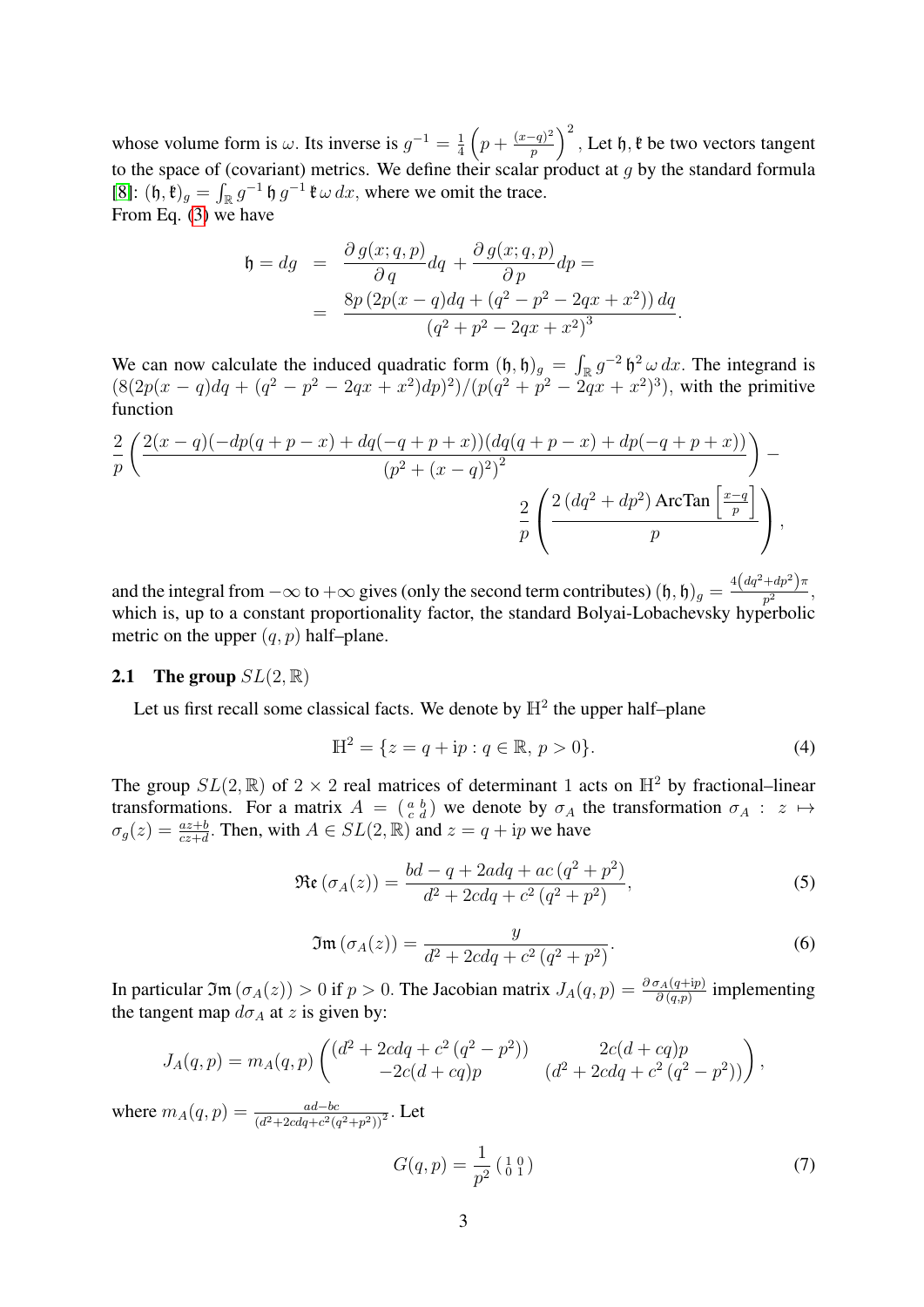whose volume form is $\omega$. Its inverse is $g^{-1} = \frac{1}{4}\left(p + \frac{(x-q)^2}{p}\right)^2$, Let $\mathfrak{h}, \mathfrak{k}$ be two vectors tangent to the space of (covariant) metrics. We define their scalar product at $g$ by the standard formula [8]: $(\mathfrak{h}, \mathfrak{k})_g = \int_{\mathbb{R}} g^{-1}\, \mathfrak{h}\, g^{-1}\, \mathfrak{k}\, \omega\, dx$, where we omit the trace.
From Eq. (3) we have

$$
\begin{aligned}
\mathfrak{h} = dg &= \frac{\partial\, g(x;q,p)}{\partial\, q} dq + \frac{\partial\, g(x;q,p)}{\partial\, p} dp = \\
&= \frac{8p\left(2p(x-q)dq + \left(q^2 - p^2 - 2qx + x^2\right) dq\right)}{\left(q^2 + p^2 - 2qx + x^2\right)^3}.
\end{aligned}
$$

We can now calculate the induced quadratic form $(\mathfrak{h}, \mathfrak{h})_g = \int_{\mathbb{R}} g^{-2}\, \mathfrak{h}^2\, \omega\, dx$. The integrand is $(8(2p(x-q)dq + (q^2 - p^2 - 2qx + x^2)dp)^2)/(p(q^2 + p^2 - 2qx + x^2)^3)$, with the primitive function

$$
\frac{2}{p}\left(\frac{2(x-q)(-dp(q+p-x) + dq(-q+p+x))(dq(q+p-x) + dp(-q+p+x))}{\left(p^2 + (x-q)^2\right)^2}\right) - \frac{2}{p}\left(\frac{2\left(dq^2 + dp^2\right)\mathrm{ArcTan}\left[\frac{x-q}{p}\right]}{p}\right),
$$

and the integral from $-\infty$ to $+\infty$ gives (only the second term contributes) $(\mathfrak{h}, \mathfrak{h})_g = \frac{4\left(dq^2 + dp^2\right)\pi}{p^2}$, which is, up to a constant proportionality factor, the standard Bolyai-Lobachevsky hyperbolic metric on the upper $(q, p)$ half–plane.

### 2.1 The group $SL(2, \mathbb{R})$

Let us first recall some classical facts. We denote by $\mathbb{H}^2$ the upper half–plane

$$
\mathbb{H}^2 = \{z = q + \mathrm{i}p : q \in \mathbb{R},\, p > 0\}. \tag{4}
$$

The group $SL(2, \mathbb{R})$ of $2 \times 2$ real matrices of determinant 1 acts on $\mathbb{H}^2$ by fractional–linear transformations. For a matrix $A = \left(\begin{smallmatrix} a & b \\ c & d \end{smallmatrix}\right)$ we denote by $\sigma_A$ the transformation $\sigma_A : z \mapsto \sigma_g(z) = \frac{az+b}{cz+d}$. Then, with $A \in SL(2, \mathbb{R})$ and $z = q + \mathrm{i}p$ we have

$$
\mathfrak{Re}\left(\sigma_A(z)\right) = \frac{bd - q + 2adq + ac\left(q^2 + p^2\right)}{d^2 + 2cdq + c^2\left(q^2 + p^2\right)}, \tag{5}
$$

$$
\mathfrak{Im}\left(\sigma_A(z)\right) = \frac{y}{d^2 + 2cdq + c^2\left(q^2 + p^2\right)}. \tag{6}
$$

In particular $\mathfrak{Im}\left(\sigma_A(z)\right) > 0$ if $p > 0$. The Jacobian matrix $J_A(q, p) = \frac{\partial\, \sigma_A(q + \mathrm{i}p)}{\partial\, (q,p)}$ implementing the tangent map $d\sigma_A$ at $z$ is given by:

$$
J_A(q, p) = m_A(q, p)\begin{pmatrix} \left(d^2 + 2cdq + c^2\left(q^2 - p^2\right)\right) & 2c(d + cq)p \\ -2c(d + cq)p & \left(d^2 + 2cdq + c^2\left(q^2 - p^2\right)\right) \end{pmatrix},
$$

where $m_A(q, p) = \frac{ad - bc}{\left(d^2 + 2cdq + c^2(q^2 + p^2)\right)^2}$. Let

$$
G(q, p) = \frac{1}{p^2}\left(\begin{smallmatrix} 1 & 0 \\ 0 & 1 \end{smallmatrix}\right) \tag{7}
$$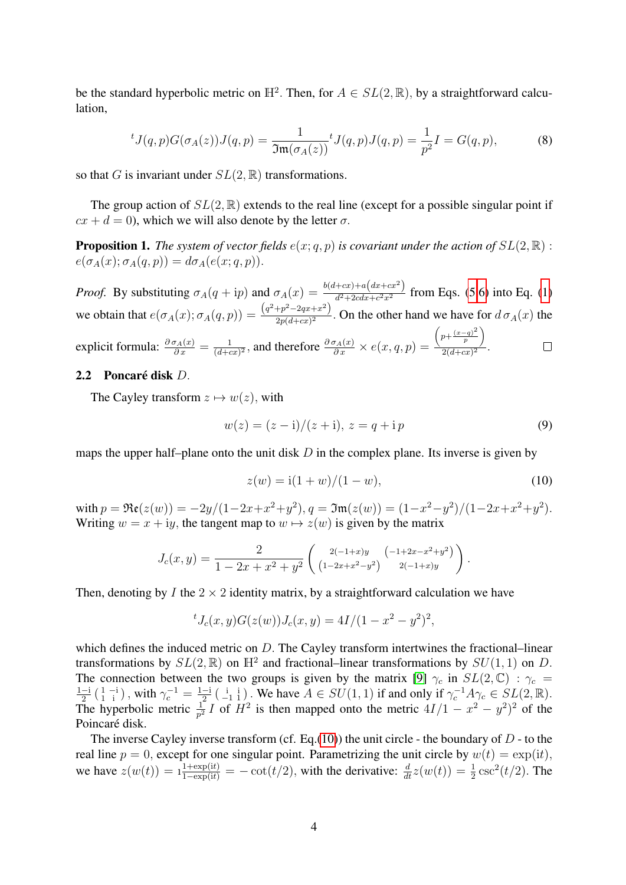be the standard hyperbolic metric on $\mathbb{H}^2$. Then, for $A \in SL(2,\mathbb{R})$, by a straightforward calculation,

$$
{}^tJ(q,p)G(\sigma_A(z))J(q,p) = \frac{1}{\mathfrak{Im}(\sigma_A(z))}{}^tJ(q,p)J(q,p) = \frac{1}{p^2}I = G(q,p), \tag{8}
$$

so that $G$ is invariant under $SL(2,\mathbb{R})$ transformations.

The group action of $SL(2,\mathbb{R})$ extends to the real line (except for a possible singular point if $cx+d=0$), which we will also denote by the letter $\sigma$.

**Proposition 1.** *The system of vector fields $e(x;q,p)$ is covariant under the action of $SL(2,\mathbb{R})$ : $e(\sigma_A(x);\sigma_A(q,p)) = d\sigma_A(e(x;q,p))$.*

*Proof.* By substituting $\sigma_A(q+\mathrm{i}p)$ and $\sigma_A(x) = \frac{b(d+cx)+a\left(dx+cx^2\right)}{d^2+2cdx+c^2x^2}$ from Eqs. (5,6) into Eq. (1) we obtain that $e(\sigma_A(x);\sigma_A(q,p)) = \frac{\left(q^2+p^2-2qx+x^2\right)}{2p(d+cx)^2}$. On the other hand we have for $d\,\sigma_A(x)$ the explicit formula: $\frac{\partial\,\sigma_A(x)}{\partial\,x} = \frac{1}{(d+cx)^2}$, and therefore $\frac{\partial\,\sigma_A(x)}{\partial\,x}\times e(x,q,p) = \frac{\left(p+\frac{(x-q)^2}{p}\right)}{2(d+cx)^2}$. $\square$

## 2.2 Poncaré disk $D$.

The Cayley transform $z \mapsto w(z)$, with

$$
w(z) = (z-\mathrm{i})/(z+\mathrm{i}),\; z = q+\mathrm{i}\,p \tag{9}
$$

maps the upper half–plane onto the unit disk $D$ in the complex plane. Its inverse is given by

$$
z(w) = \mathrm{i}(1+w)/(1-w), \tag{10}
$$

with $p = \mathfrak{Re}(z(w)) = -2y/(1-2x+x^2+y^2)$, $q = \mathfrak{Im}(z(w)) = (1-x^2-y^2)/(1-2x+x^2+y^2)$. Writing $w = x+\mathrm{i}y$, the tangent map to $w \mapsto z(w)$ is given by the matrix

$$
J_c(x,y) = \frac{2}{1-2x+x^2+y^2}\begin{pmatrix} 2(-1+x)y & \left(-1+2x-x^2+y^2\right) \\ \left(1-2x+x^2-y^2\right) & 2(-1+x)y \end{pmatrix}.
$$

Then, denoting by $I$ the $2\times 2$ identity matrix, by a straightforward calculation we have

$$
{}^tJ_c(x,y)G(z(w))J_c(x,y) = 4I/(1-x^2-y^2)^2,
$$

which defines the induced metric on $D$. The Cayley transform intertwines the fractional–linear transformations by $SL(2,\mathbb{R})$ on $\mathbb{H}^2$ and fractional–linear transformations by $SU(1,1)$ on $D$. The connection between the two groups is given by the matrix [9] $\gamma_c$ in $SL(2,\mathbb{C})$ : $\gamma_c = \frac{1-\mathrm{i}}{2}\left(\begin{smallmatrix} 1 & -\mathrm{i} \\ 1 & \mathrm{i}\end{smallmatrix}\right)$, with $\gamma_c^{-1} = \frac{1-\mathrm{i}}{2}\left(\begin{smallmatrix} \mathrm{i} & \mathrm{i} \\ -1 & 1\end{smallmatrix}\right)$. We have $A \in SU(1,1)$ if and only if $\gamma_c^{-1}A\gamma_c \in SL(2,\mathbb{R})$. The hyperbolic metric $\frac{1}{p^2}I$ of $H^2$ is then mapped onto the metric $4I/1-x^2-y^2)^2$ of the Poincaré disk.

The inverse Cayley inverse transform (cf. Eq.(10)) the unit circle - the boundary of $D$ - to the real line $p=0$, except for one singular point. Parametrizing the unit circle by $w(t) = \exp(\mathrm{i}t)$, we have $z(w(t)) = \imath\frac{1+\exp(\mathrm{i}t)}{1-\exp(\mathrm{i}t)} = -\cot(t/2)$, with the derivative: $\frac{d}{dt}z(w(t)) = \frac{1}{2}\csc^2(t/2)$. The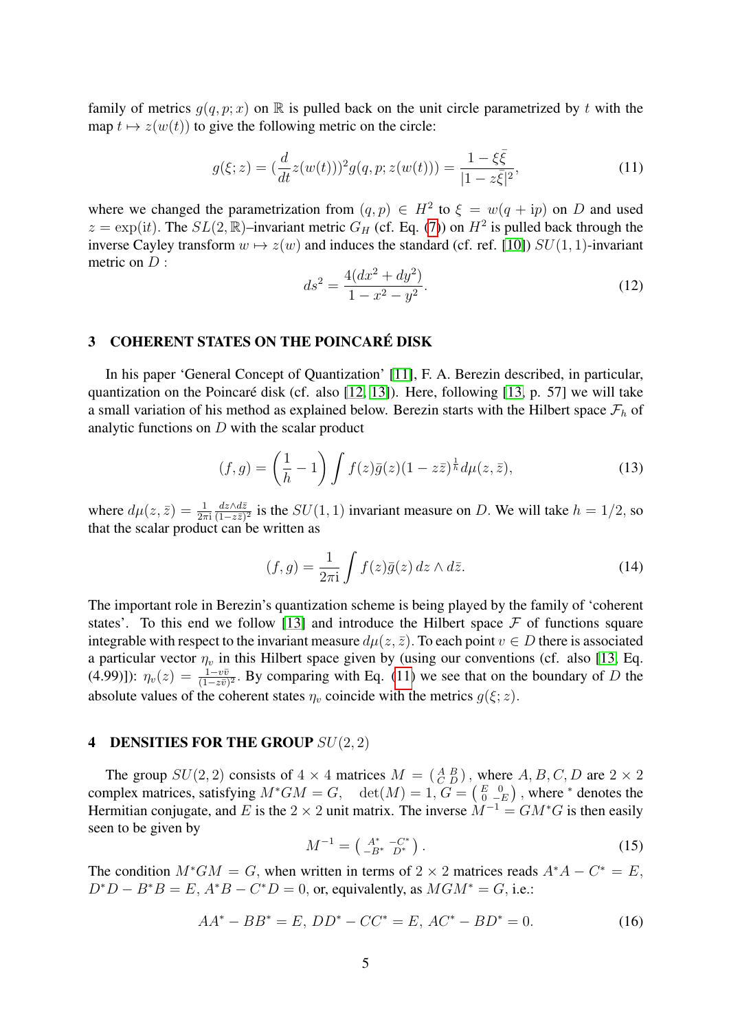family of metrics $g(q,p;x)$ on $\mathbb{R}$ is pulled back on the unit circle parametrized by $t$ with the map $t \mapsto z(w(t))$ to give the following metric on the circle:

$$g(\xi;z) = (\frac{d}{dt}z(w(t)))^2 g(q,p;z(w(t))) = \frac{1-\xi\bar{\xi}}{|1-z\bar{\xi}|^2}, \tag{11}$$

where we changed the parametrization from $(q,p) \in H^2$ to $\xi = w(q+\mathrm{i}p)$ on $D$ and used $z = \exp(\mathrm{i}t)$. The $SL(2,\mathbb{R})$–invariant metric $G_H$ (cf. Eq. (7)) on $H^2$ is pulled back through the inverse Cayley transform $w \mapsto z(w)$ and induces the standard (cf. ref. [10]) $SU(1,1)$-invariant metric on $D$ :

$$ds^2 = \frac{4(dx^2+dy^2)}{1-x^2-y^2}. \tag{12}$$

## 3 COHERENT STATES ON THE POINCARÉ DISK

In his paper 'General Concept of Quantization' [11], F. A. Berezin described, in particular, quantization on the Poincaré disk (cf. also [12, 13]). Here, following [13, p. 57] we will take a small variation of his method as explained below. Berezin starts with the Hilbert space $\mathcal{F}_h$ of analytic functions on $D$ with the scalar product

$$(f,g) = \left(\frac{1}{h}-1\right)\int f(z)\bar{g}(z)(1-z\bar{z})^{\frac{1}{h}}d\mu(z,\bar{z}), \tag{13}$$

where $d\mu(z,\bar{z}) = \frac{1}{2\pi\mathrm{i}}\frac{dz\wedge d\bar{z}}{(1-z\bar{z})^2}$ is the $SU(1,1)$ invariant measure on $D$. We will take $h = 1/2$, so that the scalar product can be written as

$$(f,g) = \frac{1}{2\pi\mathrm{i}}\int f(z)\bar{g}(z)\,dz\wedge d\bar{z}. \tag{14}$$

The important role in Berezin's quantization scheme is being played by the family of 'coherent states'. To this end we follow [13] and introduce the Hilbert space $\mathcal{F}$ of functions square integrable with respect to the invariant measure $d\mu(z,\bar{z})$. To each point $v \in D$ there is associated a particular vector $\eta_v$ in this Hilbert space given by (using our conventions (cf. also [13, Eq. (4.99)]): $\eta_v(z) = \frac{1-v\bar{v}}{(1-z\bar{v})^2}$. By comparing with Eq. (11) we see that on the boundary of $D$ the absolute values of the coherent states $\eta_v$ coincide with the metrics $g(\xi;z)$.

## 4 DENSITIES FOR THE GROUP $SU(2,2)$

The group $SU(2,2)$ consists of $4\times 4$ matrices $M = \left(\begin{smallmatrix} A & B \\ C & D \end{smallmatrix}\right)$, where $A,B,C,D$ are $2\times 2$ complex matrices, satisfying $M^*GM = G, \quad \det(M) = 1, G = \left(\begin{smallmatrix} E & 0 \\ 0 & -E \end{smallmatrix}\right)$, where $^*$ denotes the Hermitian conjugate, and $E$ is the $2\times 2$ unit matrix. The inverse $M^{-1} = GM^*G$ is then easily seen to be given by

$$M^{-1} = \left(\begin{smallmatrix} A^* & -C^* \\ -B^* & D^* \end{smallmatrix}\right). \tag{15}$$

The condition $M^*GM = G$, when written in terms of $2\times 2$ matrices reads $A^*A - C^* = E$, $D^*D - B^*B = E$, $A^*B - C^*D = 0$, or, equivalently, as $MGM^* = G$, i.e.:

$$AA^* - BB^* = E,\; DD^* - CC^* = E,\; AC^* - BD^* = 0. \tag{16}$$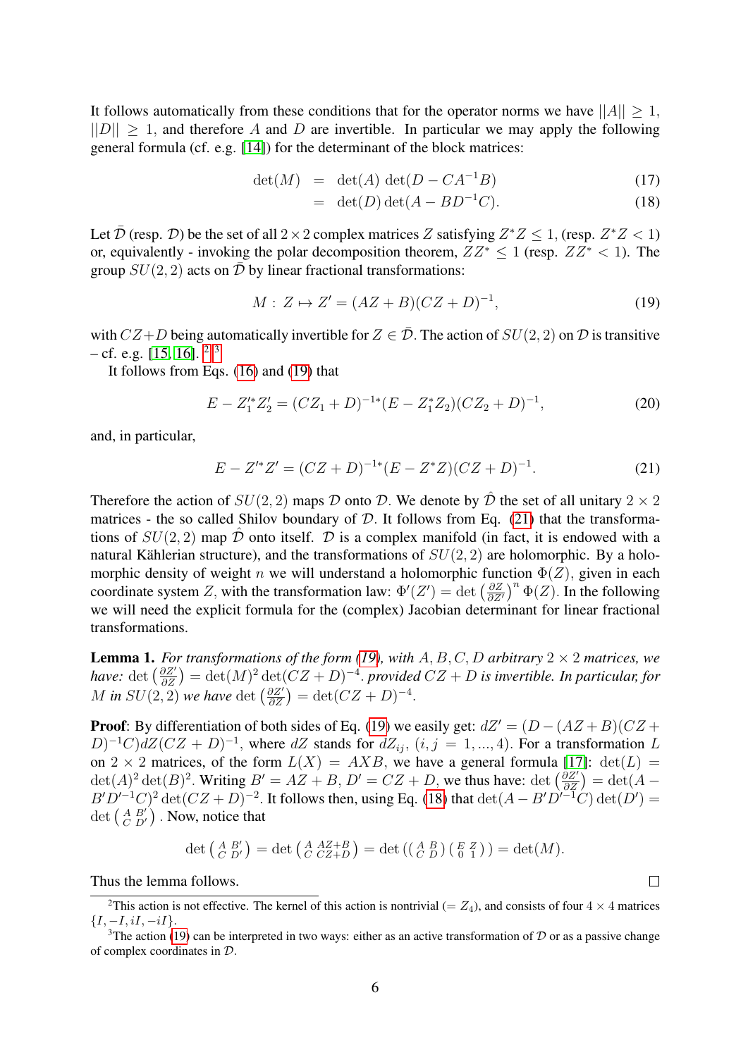It follows automatically from these conditions that for the operator norms we have $||A|| \geq 1$, $||D|| \geq 1$, and therefore $A$ and $D$ are invertible. In particular we may apply the following general formula (cf. e.g. [14]) for the determinant of the block matrices:

$$\det(M) = \det(A)\,\det(D - CA^{-1}B) \tag{17}$$

$$= \det(D)\,\det(A - BD^{-1}C). \tag{18}$$

Let $\bar{\mathcal{D}}$ (resp. $\mathcal{D}$) be the set of all $2\times 2$ complex matrices $Z$ satisfying $Z^*Z \leq 1$, (resp. $Z^*Z < 1$) or, equivalently - invoking the polar decomposition theorem, $ZZ^* \leq 1$ (resp. $ZZ^* < 1$). The group $SU(2,2)$ acts on $\bar{\mathcal{D}}$ by linear fractional transformations:

$$M : \; Z \mapsto Z' = (AZ+B)(CZ+D)^{-1}, \tag{19}$$

with $CZ+D$ being automatically invertible for $Z \in \bar{\mathcal{D}}$. The action of $SU(2,2)$ on $\mathcal{D}$ is transitive – cf. e.g. [15, 16]. [2] [3]

It follows from Eqs. (16) and (19) that

$$E - Z_1'^* Z_2' = (CZ_1 + D)^{-1*}(E - Z_1^* Z_2)(CZ_2 + D)^{-1}, \tag{20}$$

and, in particular,

$$E - Z'^* Z' = (CZ + D)^{-1*}(E - Z^* Z)(CZ + D)^{-1}. \tag{21}$$

Therefore the action of $SU(2,2)$ maps $\mathcal{D}$ onto $\mathcal{D}$. We denote by $\hat{\mathcal{D}}$ the set of all unitary $2\times 2$ matrices - the so called Shilov boundary of $\mathcal{D}$. It follows from Eq. (21) that the transformations of $SU(2,2)$ map $\hat{\mathcal{D}}$ onto itself. $\mathcal{D}$ is a complex manifold (in fact, it is endowed with a natural Kählerian structure), and the transformations of $SU(2,2)$ are holomorphic. By a holomorphic density of weight $n$ we will understand a holomorphic function $\Phi(Z)$, given in each coordinate system $Z$, with the transformation law: $\Phi'(Z') = \det\left(\frac{\partial Z}{\partial Z'}\right)^n \Phi(Z)$. In the following we will need the explicit formula for the (complex) Jacobian determinant for linear fractional transformations.

**Lemma 1.** *For transformations of the form (19), with $A, B, C, D$ arbitrary $2\times 2$ matrices, we have: $\det\left(\frac{\partial Z'}{\partial Z}\right) = \det(M)^2 \det(CZ+D)^{-4}$. provided $CZ+D$ is invertible. In particular, for $M$ in $SU(2,2)$ we have $\det\left(\frac{\partial Z'}{\partial Z}\right) = \det(CZ+D)^{-4}$.*

**Proof**: By differentiation of both sides of Eq. (19) we easily get: $dZ' = (D-(AZ+B)(CZ+D)^{-1}C)dZ(CZ+D)^{-1}$, where $dZ$ stands for $dZ_{ij}$, $(i,j = 1,...,4)$. For a transformation $L$ on $2\times 2$ matrices, of the form $L(X) = AXB$, we have a general formula [17]: $\det(L) = \det(A)^2\det(B)^2$. Writing $B' = AZ+B$, $D' = CZ+D$, we thus have: $\det\left(\frac{\partial Z'}{\partial Z}\right) = \det(A - B'D'^{-1}C)^2\det(CZ+D)^{-2}$. It follows then, using Eq. (18) that $\det(A - B'D'^{-1}C)\det(D') = \det\left(\begin{smallmatrix} A & B' \\ C & D' \end{smallmatrix}\right)$. Now, notice that

$$\det\left(\begin{smallmatrix} A & B' \\ C & D' \end{smallmatrix}\right) = \det\left(\begin{smallmatrix} A & AZ+B \\ C & CZ+D \end{smallmatrix}\right) = \det\left(\left(\begin{smallmatrix} A & B \\ C & D \end{smallmatrix}\right)\left(\begin{smallmatrix} E & Z \\ 0 & 1 \end{smallmatrix}\right)\right) = \det(M).$$

Thus the lemma follows. □

[2] This action is not effective. The kernel of this action is nontrivial ($= Z_4$), and consists of four $4\times 4$ matrices $\{I, -I, iI, -iI\}$.

[3] The action (19) can be interpreted in two ways: either as an active transformation of $\mathcal{D}$ or as a passive change of complex coordinates in $\mathcal{D}$.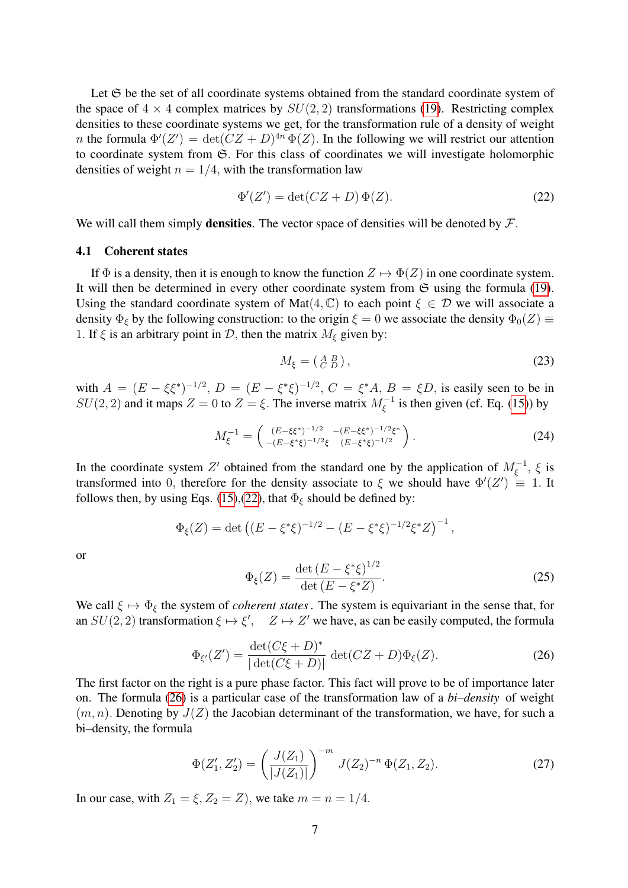Let $\mathfrak{S}$ be the set of all coordinate systems obtained from the standard coordinate system of the space of $4 \times 4$ complex matrices by $SU(2,2)$ transformations (19). Restricting complex densities to these coordinate systems we get, for the transformation rule of a density of weight $n$ the formula $\Phi'(Z') = \det(CZ + D)^{4n}\,\Phi(Z)$. In the following we will restrict our attention to coordinate system from $\mathfrak{S}$. For this class of coordinates we will investigate holomorphic densities of weight $n = 1/4$, with the transformation law

$$\Phi'(Z') = \det(CZ + D)\,\Phi(Z). \tag{22}$$

We will call them simply **densities**. The vector space of densities will be denoted by $\mathcal{F}$.

### 4.1 Coherent states

If $\Phi$ is a density, then it is enough to know the function $Z \mapsto \Phi(Z)$ in one coordinate system. It will then be determined in every other coordinate system from $\mathfrak{S}$ using the formula (19). Using the standard coordinate system of $\mathrm{Mat}(4,\mathbb{C})$ to each point $\xi \in \mathcal{D}$ we will associate a density $\Phi_\xi$ by the following construction: to the origin $\xi = 0$ we associate the density $\Phi_0(Z) \equiv 1$. If $\xi$ is an arbitrary point in $\mathcal{D}$, then the matrix $M_\xi$ given by:

$$M_\xi = \left(\begin{smallmatrix} A & B \\ C & D \end{smallmatrix}\right), \tag{23}$$

with $A = (E - \xi\xi^*)^{-1/2}$, $D = (E - \xi^*\xi)^{-1/2}$, $C = \xi^* A$, $B = \xi D$, is easily seen to be in $SU(2,2)$ and it maps $Z = 0$ to $Z = \xi$. The inverse matrix $M_\xi^{-1}$ is then given (cf. Eq. (15)) by

$$M_\xi^{-1} = \begin{pmatrix} (E-\xi\xi^*)^{-1/2} & -(E-\xi\xi^*)^{-1/2}\xi^* \\ -(E-\xi^*\xi)^{-1/2}\xi & (E-\xi^*\xi)^{-1/2} \end{pmatrix}. \tag{24}$$

In the coordinate system $Z'$ obtained from the standard one by the application of $M_\xi^{-1}$, $\xi$ is transformed into $0$, therefore for the density associate to $\xi$ we should have $\Phi'(Z') \equiv 1$. It follows then, by using Eqs. (15),(22), that $\Phi_\xi$ should be defined by:

$$\Phi_\xi(Z) = \det\left((E - \xi^*\xi)^{-1/2} - (E - \xi^*\xi)^{-1/2}\xi^* Z\right)^{-1},$$

or

$$\Phi_\xi(Z) = \frac{\det\,(E - \xi^*\xi)^{1/2}}{\det\,(E - \xi^* Z)}. \tag{25}$$

We call $\xi \mapsto \Phi_\xi$ the system of *coherent states*. The system is equivariant in the sense that, for an $SU(2,2)$ transformation $\xi \mapsto \xi'$, $\quad Z \mapsto Z'$ we have, as can be easily computed, the formula

$$\Phi_{\xi'}(Z') = \frac{\det(C\xi + D)^*}{|\det(C\xi + D)|}\,\det(CZ + D)\Phi_\xi(Z). \tag{26}$$

The first factor on the right is a pure phase factor. This fact will prove to be of importance later on. The formula (26) is a particular case of the transformation law of a *bi–density* of weight $(m, n)$. Denoting by $J(Z)$ the Jacobian determinant of the transformation, we have, for such a bi–density, the formula

$$\Phi(Z_1', Z_2') = \left(\frac{J(Z_1)}{|J(Z_1)|}\right)^{-m} J(Z_2)^{-n}\,\Phi(Z_1, Z_2). \tag{27}$$

In our case, with $Z_1 = \xi$, $Z_2 = Z$), we take $m = n = 1/4$.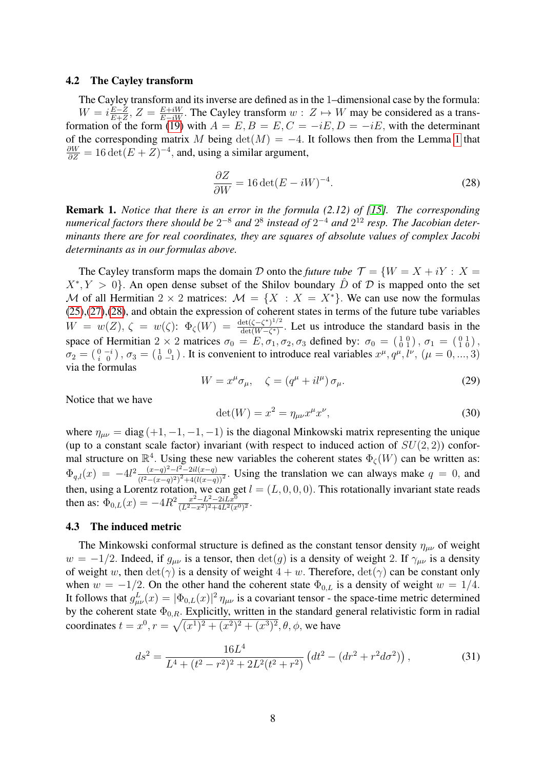### 4.2 The Cayley transform

The Cayley transform and its inverse are defined as in the 1–dimensional case by the formula: $W = i\frac{E-Z}{E+Z}$, $Z = \frac{E+iW}{E-iW}$. The Cayley transform $w : Z \mapsto W$ may be considered as a transformation of the form (19) with $A = E, B = E, C = -iE, D = -iE$, with the determinant of the corresponding matrix $M$ being $\det(M) = -4$. It follows then from the Lemma 1 that $\frac{\partial W}{\partial Z} = 16\det(E+Z)^{-4}$, and, using a similar argument,

$$\frac{\partial Z}{\partial W} = 16\det(E - iW)^{-4}. \tag{28}$$

**Remark 1.** *Notice that there is an error in the formula (2.12) of [15]. The corresponding numerical factors there should be $2^{-8}$ and $2^8$ instead of $2^{-4}$ and $2^{12}$ resp. The Jacobian determinants there are for real coordinates, they are squares of absolute values of complex Jacobi determinants as in our formulas above.*

The Cayley transform maps the domain $\mathcal{D}$ onto the *future tube* $\mathcal{T} = \{W = X + iY : X = X^*, Y > 0\}$. An open dense subset of the Shilov boundary $\hat{D}$ of $\mathcal{D}$ is mapped onto the set $\mathcal{M}$ of all Hermitian $2\times 2$ matrices: $\mathcal{M} = \{X : X = X^*\}$. We can use now the formulas (25),(27),(28), and obtain the expression of coherent states in terms of the future tube variables $W = w(Z)$, $\zeta = w(\zeta)$: $\Phi_\zeta(W) = \frac{\det(\zeta-\zeta^*)^{1/2}}{\det(W-\zeta^*)}$. Let us introduce the standard basis in the space of Hermitian $2\times 2$ matrices $\sigma_0 = E, \sigma_1, \sigma_2, \sigma_3$ defined by: $\sigma_0 = \left(\begin{smallmatrix}1&0\\0&1\end{smallmatrix}\right)$, $\sigma_1 = \left(\begin{smallmatrix}0&1\\1&0\end{smallmatrix}\right)$, $\sigma_2 = \left(\begin{smallmatrix}0&-i\\i&0\end{smallmatrix}\right)$, $\sigma_3 = \left(\begin{smallmatrix}1&0\\0&-1\end{smallmatrix}\right)$. It is convenient to introduce real variables $x^\mu, q^\mu, l^\nu$, $(\mu = 0,...,3)$ via the formulas

$$W = x^\mu \sigma_\mu, \quad \zeta = (q^\mu + il^\mu)\,\sigma_\mu. \tag{29}$$

Notice that we have

$$\det(W) = x^2 = \eta_{\mu\nu}x^\mu x^\nu, \tag{30}$$

where $\eta_{\mu\nu} = \mathrm{diag}\,(+1,-1,-1,-1)$ is the diagonal Minkowski matrix representing the unique (up to a constant scale factor) invariant (with respect to induced action of $SU(2,2)$) conformal structure on $\mathbb{R}^4$. Using these new variables the coherent states $\Phi_\zeta(W)$ can be written as: $\Phi_{q,l}(x) = -4l^2\frac{(x-q)^2-l^2-2il(x-q)}{(l^2-(x-q)^2)^2+4(l(x-q))^2}$. Using the translation we can always make $q = 0$, and then, using a Lorentz rotation, we can get $l = (L,0,0,0)$. This rotationally invariant state reads then as: $\Phi_{0,L}(x) = -4R^2\frac{x^2-L^2-2iLx^0}{(L^2-x^2)^2+4L^2(x^0)^2}$.

### 4.3 The induced metric

The Minkowski conformal structure is defined as the constant tensor density $\eta_{\mu\nu}$ of weight $w = -1/2$. Indeed, if $g_{\mu\nu}$ is a tensor, then $\det(g)$ is a density of weight 2. If $\gamma_{\mu\nu}$ is a density of weight $w$, then $\det(\gamma)$ is a density of weight $4+w$. Therefore, $\det(\gamma)$ can be constant only when $w = -1/2$. On the other hand the coherent state $\Phi_{0,L}$ is a density of weight $w = 1/4$. It follows that $g^L_{\mu\nu}(x) = |\Phi_{0,L}(x)|^2\,\eta_{\mu\nu}$ is a covariant tensor - the space-time metric determined by the coherent state $\Phi_{0,R}$. Explicitly, written in the standard general relativistic form in radial coordinates $t = x^0, r = \sqrt{(x^1)^2+(x^2)^2+(x^3)^2}, \theta, \phi$, we have

$$ds^2 = \frac{16L^4}{L^4+(t^2-r^2)^2+2L^2(t^2+r^2)}\left(dt^2 - (dr^2 + r^2 d\sigma^2)\right), \tag{31}$$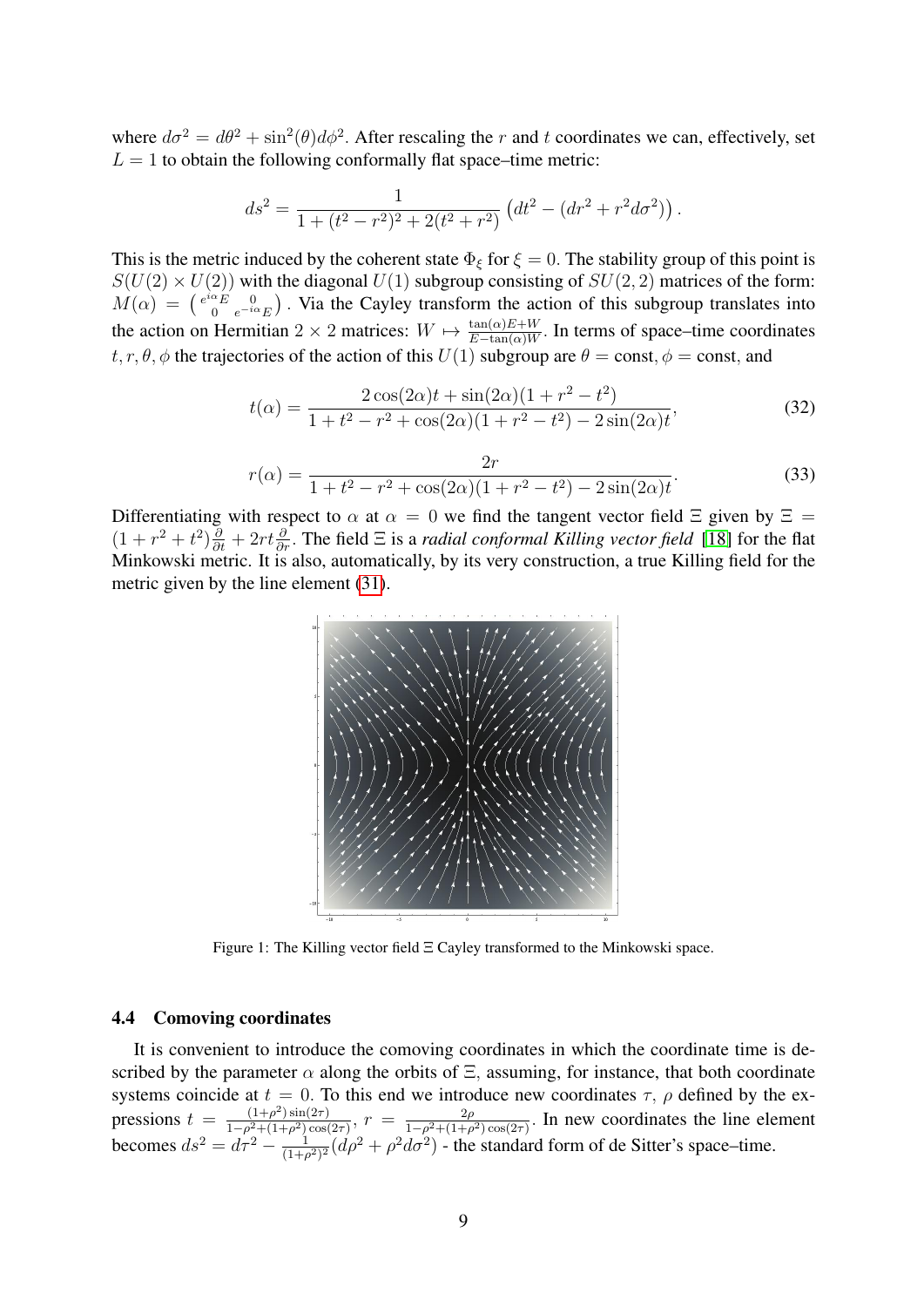where $d\sigma^2 = d\theta^2 + \sin^2(\theta)d\phi^2$. After rescaling the $r$ and $t$ coordinates we can, effectively, set $L = 1$ to obtain the following conformally flat space–time metric:

$$ds^2 = \frac{1}{1 + (t^2 - r^2)^2 + 2(t^2 + r^2)} \left(dt^2 - (dr^2 + r^2 d\sigma^2)\right).$$

This is the metric induced by the coherent state $\Phi_\xi$ for $\xi = 0$. The stability group of this point is $S(U(2) \times U(2))$ with the diagonal $U(1)$ subgroup consisting of $SU(2,2)$ matrices of the form: $M(\alpha) = \begin{pmatrix} e^{i\alpha}E & 0 \\ 0 & e^{-i\alpha}E \end{pmatrix}$. Via the Cayley transform the action of this subgroup translates into the action on Hermitian $2 \times 2$ matrices: $W \mapsto \frac{\tan(\alpha)E + W}{E - \tan(\alpha)W}$. In terms of space–time coordinates $t, r, \theta, \phi$ the trajectories of the action of this $U(1)$ subgroup are $\theta = \text{const}, \phi = \text{const}$, and

$$t(\alpha) = \frac{2\cos(2\alpha)t + \sin(2\alpha)(1 + r^2 - t^2)}{1 + t^2 - r^2 + \cos(2\alpha)(1 + r^2 - t^2) - 2\sin(2\alpha)t}, \tag{32}$$

$$r(\alpha) = \frac{2r}{1 + t^2 - r^2 + \cos(2\alpha)(1 + r^2 - t^2) - 2\sin(2\alpha)t}. \tag{33}$$

Differentiating with respect to $\alpha$ at $\alpha = 0$ we find the tangent vector field $\Xi$ given by $\Xi = (1 + r^2 + t^2)\frac{\partial}{\partial t} + 2rt\frac{\partial}{\partial r}$. The field $\Xi$ is a *radial conformal Killing vector field* [18] for the flat Minkowski metric. It is also, automatically, by its very construction, a true Killing field for the metric given by the line element (31).

Figure 1: The Killing vector field $\Xi$ Cayley transformed to the Minkowski space.

### 4.4 Comoving coordinates

It is convenient to introduce the comoving coordinates in which the coordinate time is described by the parameter $\alpha$ along the orbits of $\Xi$, assuming, for instance, that both coordinate systems coincide at $t = 0$. To this end we introduce new coordinates $\tau$, $\rho$ defined by the expressions $t = \frac{(1+\rho^2)\sin(2\tau)}{1-\rho^2+(1+\rho^2)\cos(2\tau)}$, $r = \frac{2\rho}{1-\rho^2+(1+\rho^2)\cos(2\tau)}$. In new coordinates the line element becomes $ds^2 = d\tau^2 - \frac{1}{(1+\rho^2)^2}(d\rho^2 + \rho^2 d\sigma^2)$ - the standard form of de Sitter's space–time.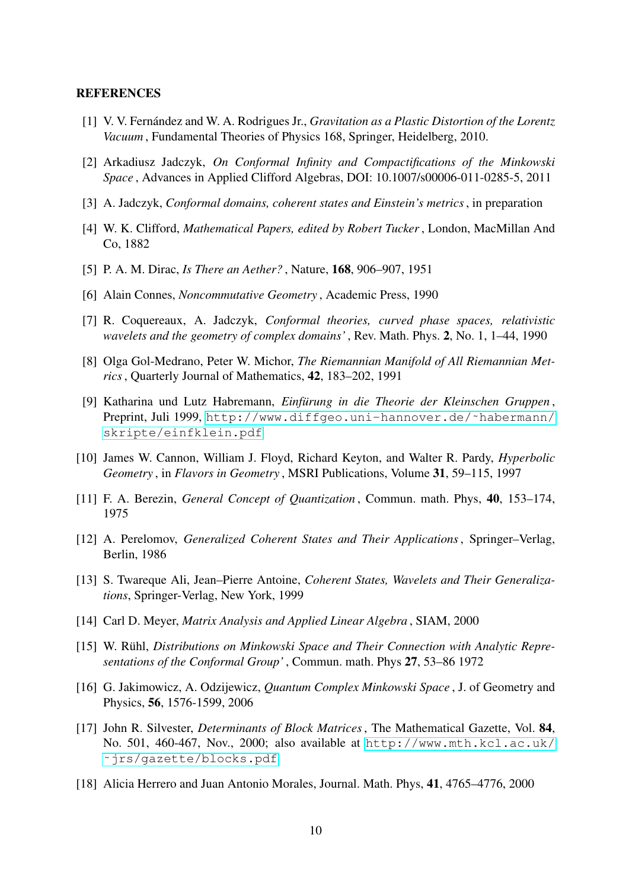**REFERENCES**

[1] V. V. Fernández and W. A. Rodrigues Jr., *Gravitation as a Plastic Distortion of the Lorentz Vacuum* , Fundamental Theories of Physics 168, Springer, Heidelberg, 2010.

[2] Arkadiusz Jadczyk, *On Conformal Infinity and Compactifications of the Minkowski Space* , Advances in Applied Clifford Algebras, DOI: 10.1007/s00006-011-0285-5, 2011

[3] A. Jadczyk, *Conformal domains, coherent states and Einstein's metrics* , in preparation

[4] W. K. Clifford, *Mathematical Papers, edited by Robert Tucker* , London, MacMillan And Co, 1882

[5] P. A. M. Dirac, *Is There an Aether?* , Nature, **168**, 906–907, 1951

[6] Alain Connes, *Noncommutative Geometry* , Academic Press, 1990

[7] R. Coquereaux, A. Jadczyk, *Conformal theories, curved phase spaces, relativistic wavelets and the geometry of complex domains'* , Rev. Math. Phys. **2**, No. 1, 1–44, 1990

[8] Olga Gol-Medrano, Peter W. Michor, *The Riemannian Manifold of All Riemannian Metrics* , Quarterly Journal of Mathematics, **42**, 183–202, 1991

[9] Katharina und Lutz Habremann, *Einfürung in die Theorie der Kleinschen Gruppen* , Preprint, Juli 1999, http://www.diffgeo.uni-hannover.de/~habermann/skripte/einfklein.pdf

[10] James W. Cannon, William J. Floyd, Richard Keyton, and Walter R. Pardy, *Hyperbolic Geometry* , in *Flavors in Geometry* , MSRI Publications, Volume **31**, 59–115, 1997

[11] F. A. Berezin, *General Concept of Quantization* , Commun. math. Phys, **40**, 153–174, 1975

[12] A. Perelomov, *Generalized Coherent States and Their Applications* , Springer–Verlag, Berlin, 1986

[13] S. Twareque Ali, Jean–Pierre Antoine, *Coherent States, Wavelets and Their Generalizations*, Springer-Verlag, New York, 1999

[14] Carl D. Meyer, *Matrix Analysis and Applied Linear Algebra* , SIAM, 2000

[15] W. Rühl, *Distributions on Minkowski Space and Their Connection with Analytic Representations of the Conformal Group'* , Commun. math. Phys **27**, 53–86 1972

[16] G. Jakimowicz, A. Odzijewicz, *Quantum Complex Minkowski Space* , J. of Geometry and Physics, **56**, 1576-1599, 2006

[17] John R. Silvester, *Determinants of Block Matrices* , The Mathematical Gazette, Vol. **84**, No. 501, 460-467, Nov., 2000; also available at http://www.mth.kcl.ac.uk/~jrs/gazette/blocks.pdf

[18] Alicia Herrero and Juan Antonio Morales, Journal. Math. Phys, **41**, 4765–4776, 2000